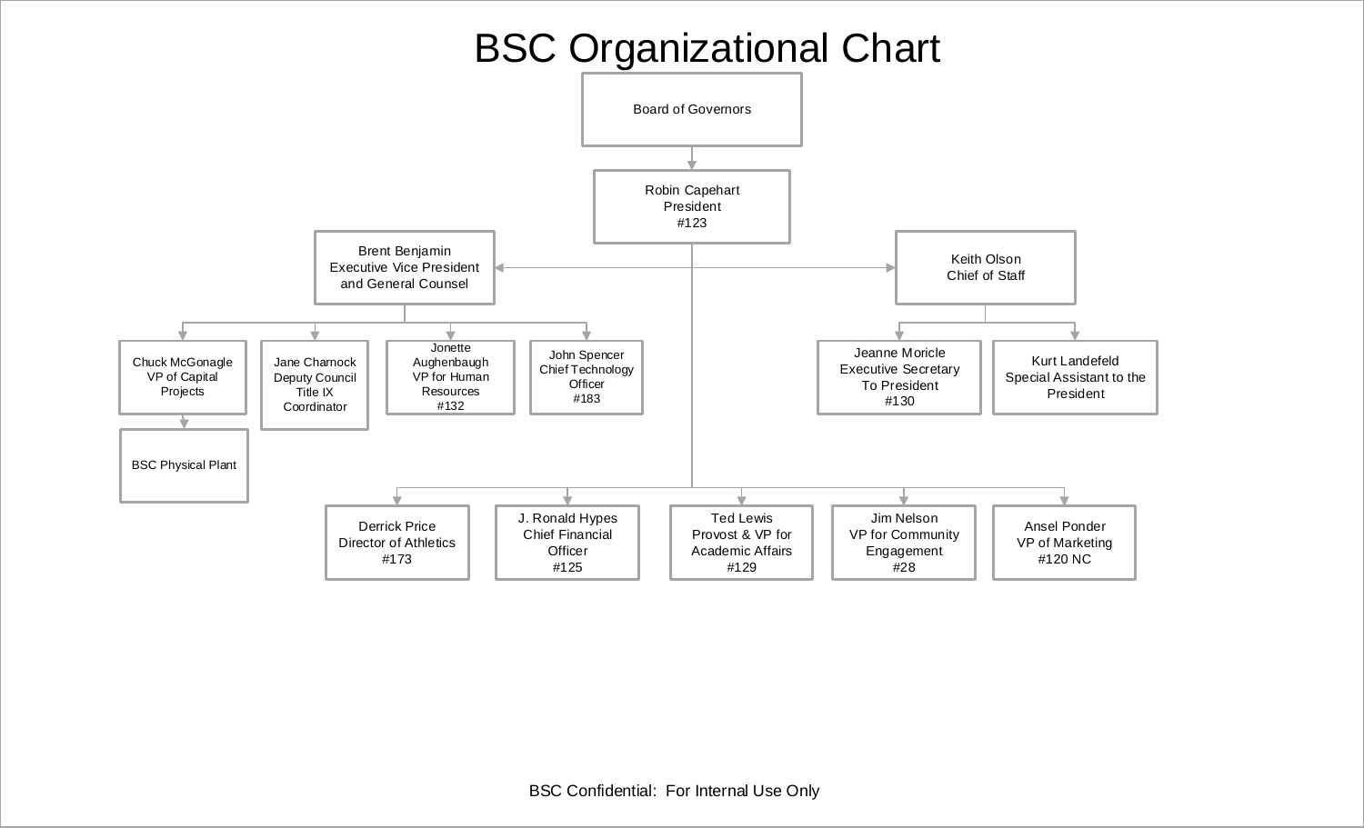# BSC Organizational Chart

- Board of Governors
  - Robin Capehart
    President
    #123
    - Brent Benjamin
      Executive Vice President
      and General Counsel
      - Chuck McGonagle
        VP of Capital
        Projects
        - BSC Physical Plant
      - Jane Charnock
        Deputy Council
        Title IX
        Coordinator
      - Jonette
        Aughenbaugh
        VP for Human
        Resources
        #132
      - John Spencer
        Chief Technology
        Officer
        #183
    - Keith Olson
      Chief of Staff
      - Jeanne Moricle
        Executive Secretary
        To President
        #130
      - Kurt Landefeld
        Special Assistant to the
        President
    - Derrick Price
      Director of Athletics
      #173
    - J. Ronald Hypes
      Chief Financial
      Officer
      #125
    - Ted Lewis
      Provost & VP for
      Academic Affairs
      #129
    - Jim Nelson
      VP for Community
      Engagement
      #28
    - Ansel Ponder
      VP of Marketing
      #120 NC

BSC Confidential: For Internal Use Only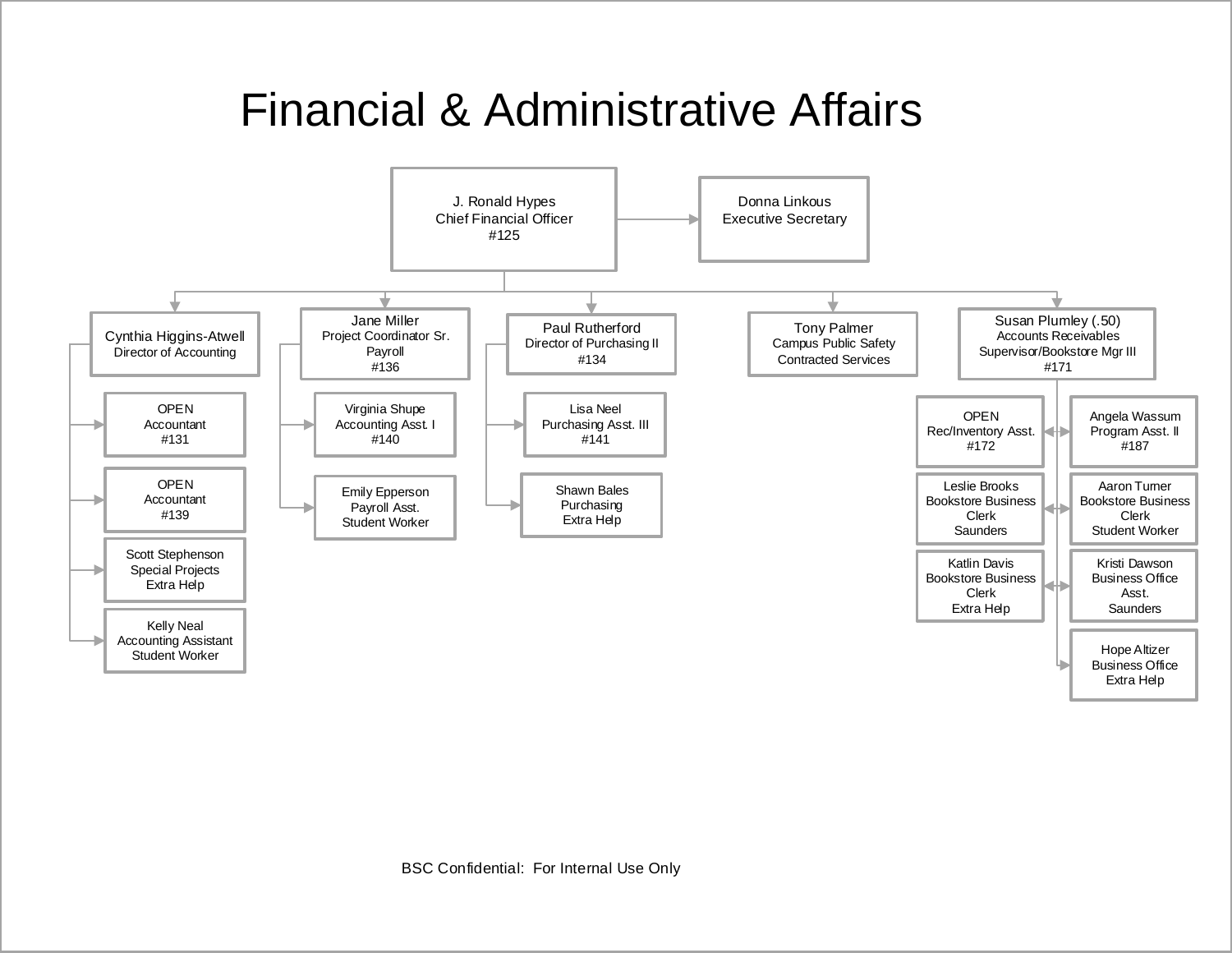# Financial & Administrative Affairs

- **J. Ronald Hypes**, Chief Financial Officer, #125
  - **Donna Linkous**, Executive Secretary
  - **Cynthia Higgins-Atwell**, Director of Accounting
    - OPEN, Accountant, #131
    - OPEN, Accountant, #139
    - Scott Stephenson, Special Projects, Extra Help
    - Kelly Neal, Accounting Assistant, Student Worker
  - **Jane Miller**, Project Coordinator Sr. Payroll, #136
    - Virginia Shupe, Accounting Asst. I, #140
    - Emily Epperson, Payroll Asst., Student Worker
  - **Paul Rutherford**, Director of Purchasing II, #134
    - Lisa Neel, Purchasing Asst. III, #141
    - Shawn Bales, Purchasing, Extra Help
  - **Tony Palmer**, Campus Public Safety, Contracted Services
  - **Susan Plumley (.50)**, Accounts Receivables Supervisor/Bookstore Mgr III, #171
    - OPEN, Rec/Inventory Asst., #172
    - Angela Wassum, Program Asst. II, #187
    - Leslie Brooks, Bookstore Business Clerk, Saunders
    - Aaron Turner, Bookstore Business Clerk, Student Worker
    - Katlin Davis, Bookstore Business Clerk, Extra Help
    - Kristi Dawson, Business Office Asst., Saunders
    - Hope Altizer, Business Office, Extra Help

BSC Confidential: For Internal Use Only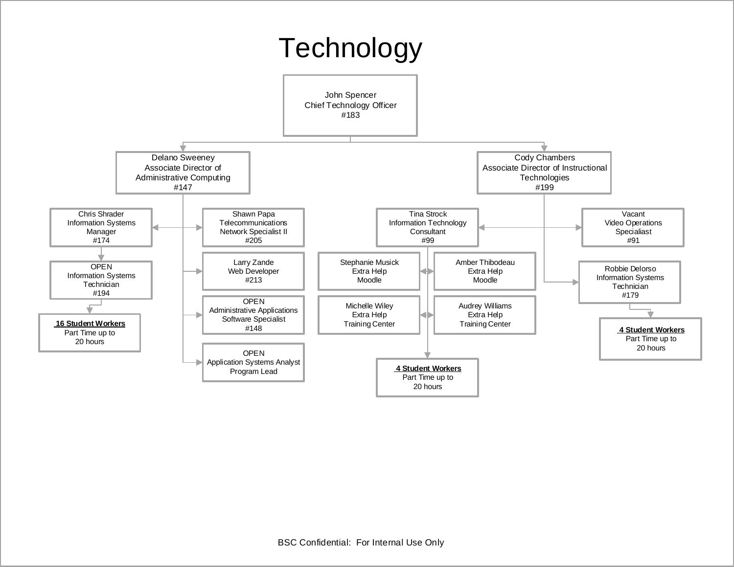# Technology

- **John Spencer** – Chief Technology Officer – #183
  - **Delano Sweeney** – Associate Director of Administrative Computing – #147
    - Chris Shrader – Information Systems Manager – #174
      - OPEN – Information Systems Technician – #194
        - **16 Student Workers** – Part Time up to 20 hours
    - Shawn Papa – Telecommunications Network Specialist II – #205
    - Larry Zande – Web Developer – #213
    - OPEN – Administrative Applications Software Specialist – #148
    - OPEN – Application Systems Analyst Program Lead
  - **Cody Chambers** – Associate Director of Instructional Technologies – #199
    - Tina Strock – Information Technology Consultant – #99
      - Stephanie Musick – Extra Help – Moodle
      - Amber Thibodeau – Extra Help – Moodle
      - Michelle Wiley – Extra Help – Training Center
      - Audrey Williams – Extra Help – Training Center
      - **4 Student Workers** – Part Time up to 20 hours
    - Vacant – Video Operations Specialiast – #91
    - Robbie Delorso – Information Systems Technician – #179
      - **4 Student Workers** – Part Time up to 20 hours

BSC Confidential: For Internal Use Only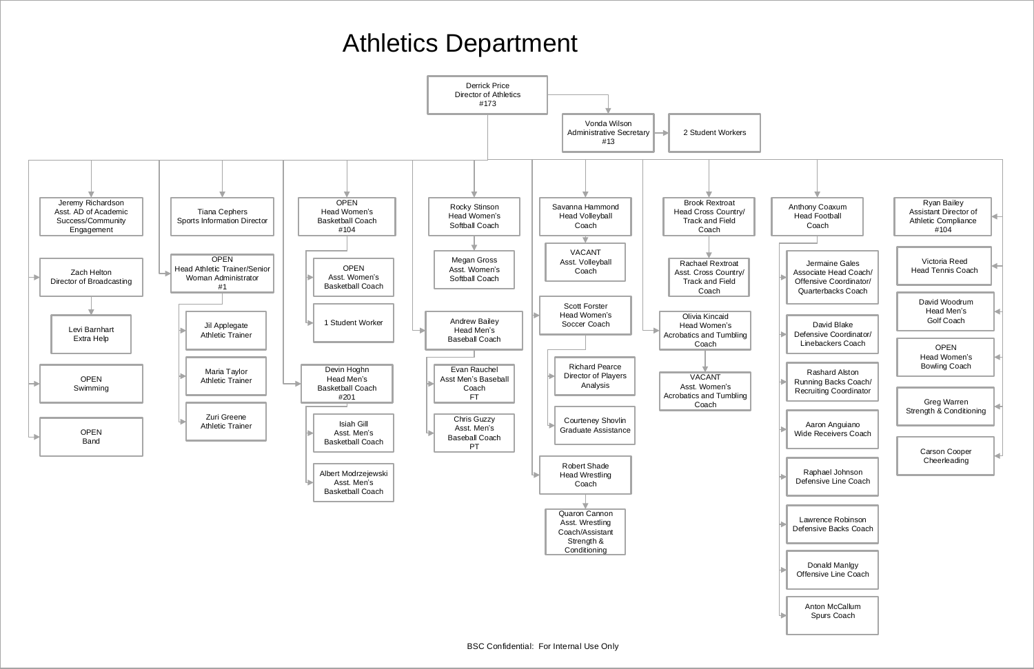# Athletics Department

- **Derrick Price** – Director of Athletics – #173
  - **Vonda Wilson** – Administrative Secretary – #13
    - 2 Student Workers
  - **Jeremy Richardson** – Asst. AD of Academic Success/Community Engagement
  - **Zach Helton** – Director of Broadcasting
    - Levi Barnhart – Extra Help
  - OPEN – Swimming
  - OPEN – Band
  - **Tiana Cephers** – Sports Information Director
  - **OPEN** – Head Athletic Trainer/Senior Woman Administrator – #1
    - Jil Applegate – Athletic Trainer
    - Maria Taylor – Athletic Trainer
    - Zuri Greene – Athletic Trainer
  - **OPEN** – Head Women's Basketball Coach – #104
    - OPEN – Asst. Women's Basketball Coach
    - 1 Student Worker
  - **Devin Hoghn** – Head Men's Basketball Coach – #201
    - Isiah Gill – Asst. Men's Basketball Coach
    - Albert Modrzejewski – Asst. Men's Basketball Coach
  - **Rocky Stinson** – Head Women's Softball Coach
    - Megan Gross – Asst. Women's Softball Coach
  - **Andrew Bailey** – Head Men's Baseball Coach
    - Evan Rauchel – Asst Men's Baseball Coach – FT
    - Chris Guzzy – Asst. Men's Baseball Coach – PT
  - **Savanna Hammond** – Head Volleyball Coach
    - VACANT – Asst. Volleyball Coach
  - **Scott Forster** – Head Women's Soccer Coach
    - Richard Pearce – Director of Players Analysis
    - Courteney Shovlin – Graduate Assistance
  - **Robert Shade** – Head Wrestling Coach
    - Quaron Cannon – Asst. Wrestling Coach/Assistant Strength & Conditioning
  - **Brook Rextroat** – Head Cross Country/Track and Field Coach
    - Rachael Rextroat – Asst. Cross Country/Track and Field Coach
  - **Olivia Kincaid** – Head Women's Acrobatics and Tumbling Coach
    - VACANT – Asst. Women's Acrobatics and Tumbling Coach
  - **Anthony Coaxum** – Head Football Coach
    - Jermaine Gales – Associate Head Coach/Offensive Coordinator/Quarterbacks Coach
    - David Blake – Defensive Coordinator/Linebackers Coach
    - Rashard Alston – Running Backs Coach/Recruiting Coordinator
    - Aaron Anguiano – Wide Receivers Coach
    - Raphael Johnson – Defensive Line Coach
    - Lawrence Robinson – Defensive Backs Coach
    - Donald Manlgy – Offensive Line Coach
    - Anton McCallum – Spurs Coach
  - **Ryan Bailey** – Assistant Director of Athletic Compliance – #104
  - **Victoria Reed** – Head Tennis Coach
  - **David Woodrum** – Head Men's Golf Coach
  - **OPEN** – Head Women's Bowling Coach
  - **Greg Warren** – Strength & Conditioning
  - **Carson Cooper** – Cheerleading

BSC Confidential: For Internal Use Only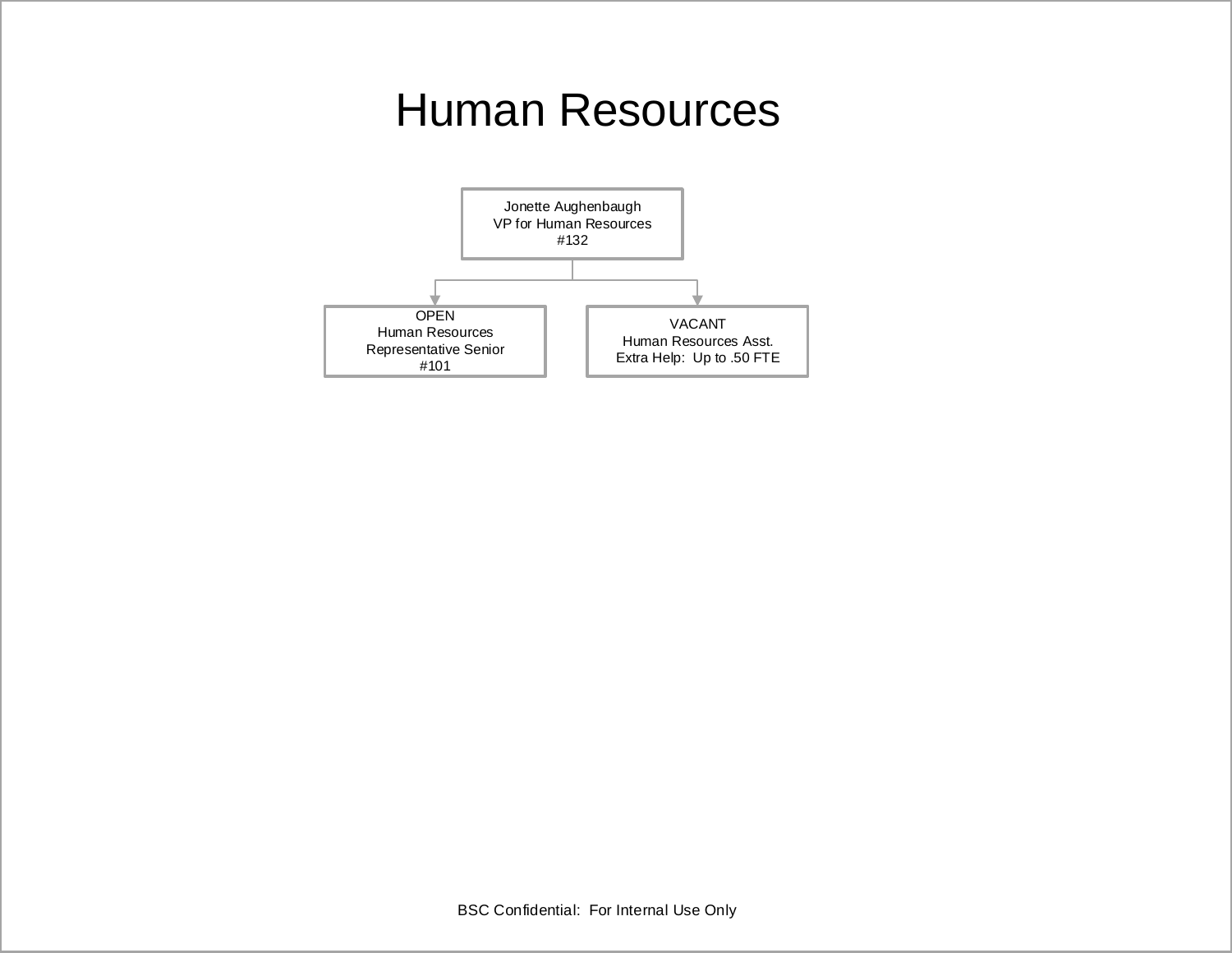# Human Resources

- Jonette Aughenbaugh
  VP for Human Resources
  #132
  - OPEN
    Human Resources
    Representative Senior
    #101
  - VACANT
    Human Resources Asst.
    Extra Help: Up to .50 FTE

BSC Confidential: For Internal Use Only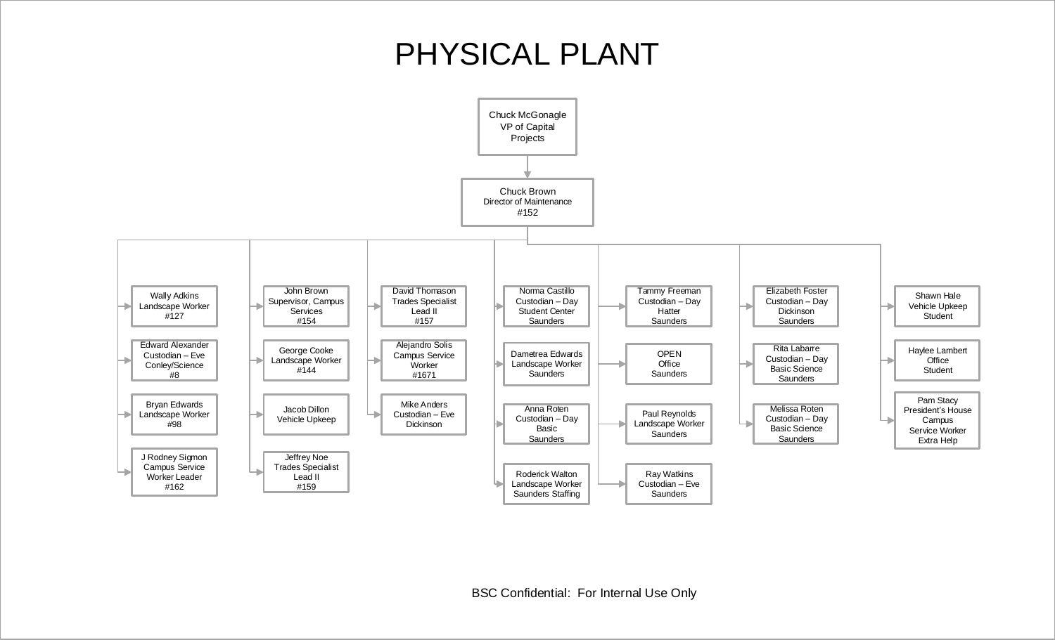# PHYSICAL PLANT

- **Chuck McGonagle** – VP of Capital Projects
  - **Chuck Brown** – Director of Maintenance #152
    - Wally Adkins – Landscape Worker #127
    - Edward Alexander – Custodian – Eve Conley/Science #8
    - Bryan Edwards – Landscape Worker #98
    - J Rodney Sigmon – Campus Service Worker Leader #162
    - John Brown – Supervisor, Campus Services #154
    - George Cooke – Landscape Worker #144
    - Jacob Dillon – Vehicle Upkeep
    - Jeffrey Noe – Trades Specialist Lead II #159
    - David Thomason – Trades Specialist Lead II #157
    - Alejandro Solis – Campus Service Worker #1671
    - Mike Anders – Custodian – Eve Dickinson
    - Norma Castillo – Custodian – Day Student Center Saunders
    - Dametrea Edwards – Landscape Worker Saunders
    - Anna Roten – Custodian – Day Basic Saunders
    - Roderick Walton – Landscape Worker Saunders Staffing
    - Tammy Freeman – Custodian – Day Hatter Saunders
    - OPEN – Office Saunders
    - Paul Reynolds – Landscape Worker Saunders
    - Ray Watkins – Custodian – Eve Saunders
    - Elizabeth Foster – Custodian – Day Dickinson Saunders
    - Rita Labarre – Custodian – Day Basic Science Saunders
    - Melissa Roten – Custodian – Day Basic Science Saunders
    - Shawn Hale – Vehicle Upkeep Student
    - Haylee Lambert – Office Student
    - Pam Stacy – President's House Campus Service Worker Extra Help

BSC Confidential: For Internal Use Only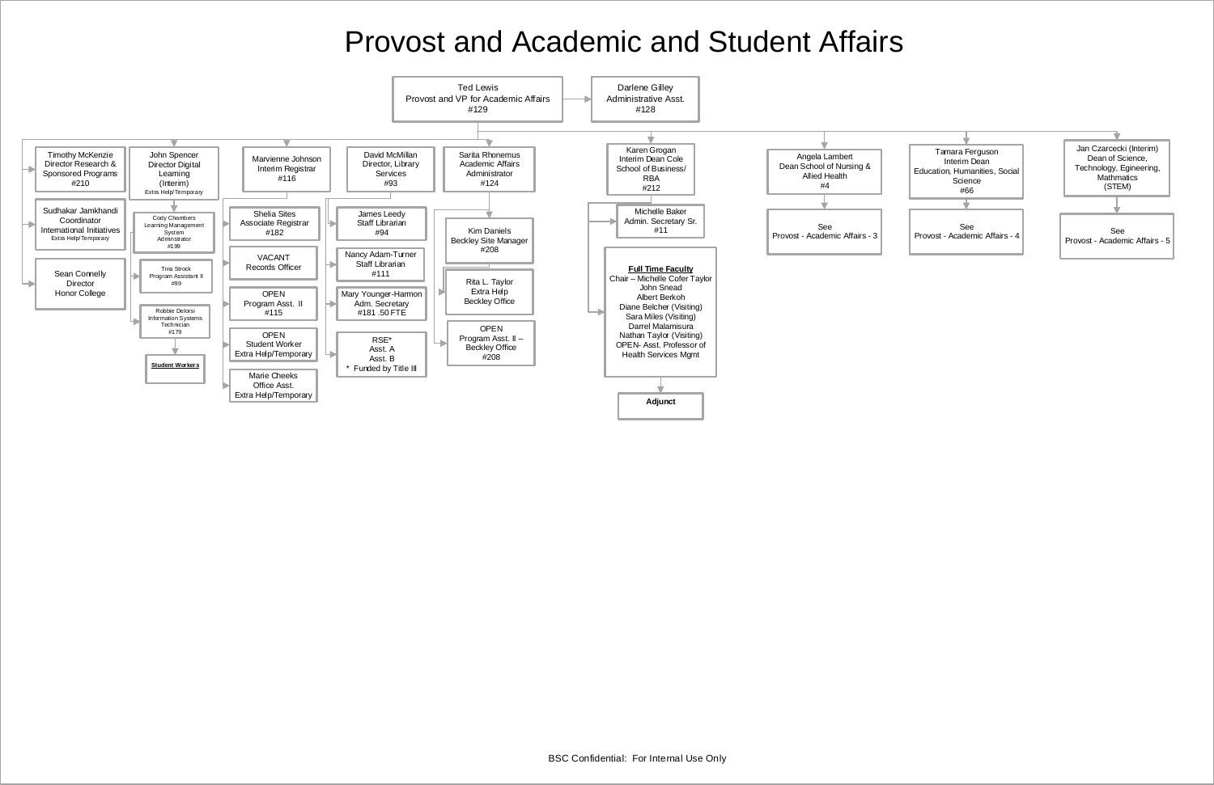# Provost and Academic and Student Affairs

**Ted Lewis**
Provost and VP for Academic Affairs
#129

- **Darlene Gilley** — Administrative Asst. #128

## Reports to Provost

- **Timothy McKenzie** — Director Research & Sponsored Programs #210
- **Sudhakar Jamkhandi** — Coordinator International Initiatives (Extra Help/Temporary)
- **Sean Connelly** — Director Honor College
- **John Spencer** — Director Digital Learning (Interim) (Extra Help/Temporary)
  - Cody Chambers — Learning Management System Administrator #199
  - Tina Strock — Program Assistant II #99
  - Robbie Delorsi — Information Systems Technician #179
    - Student Workers
- **Marvienne Johnson** — Interim Registrar #116
  - Shelia Sites — Associate Registrar #182
  - VACANT — Records Officer
  - OPEN — Program Asst. II #115
  - OPEN — Student Worker (Extra Help/Temporary)
  - Marie Cheeks — Office Asst. (Extra Help/Temporary)
- **David McMillan** — Director, Library Services #93
  - James Leedy — Staff Librarian #94
  - Nancy Adam-Turner — Staff Librarian #111
  - Mary Younger-Harmon — Adm. Secretary #181 .50 FTE
  - RSE* — Asst. A, Asst. B
    - \* Funded by Title III
- **Sarita Rhonemus** — Academic Affairs Administrator #124
  - Kim Daniels — Beckley Site Manager #208
    - Rita L. Taylor — Extra Help, Beckley Office
    - OPEN — Program Asst. II – Beckley Office #208
- **Karen Grogan** — Interim Dean Cole School of Business/ RBA #212
  - Michelle Baker — Admin. Secretary Sr. #11
  - **Full Time Faculty**
    - Chair – Michelle Cofer Taylor
    - John Snead
    - Albert Berkoh
    - Diane Belcher (Visiting)
    - Sara Miles (Visiting)
    - Darrel Malamisura
    - Nathan Taylor (Visiting)
    - OPEN- Asst. Professor of Health Services Mgmt
      - **Adjunct**
- **Angela Lambert** — Dean School of Nursing & Allied Health #4
  - See Provost - Academic Affairs - 3
- **Tamara Ferguson** — Interim Dean Education, Humanities, Social Science #66
  - See Provost - Academic Affairs - 4
- **Jan Czarcecki (Interim)** — Dean of Science, Technology, Egineering, Mathmatics (STEM)
  - See Provost - Academic Affairs - 5

BSC Confidential: For Internal Use Only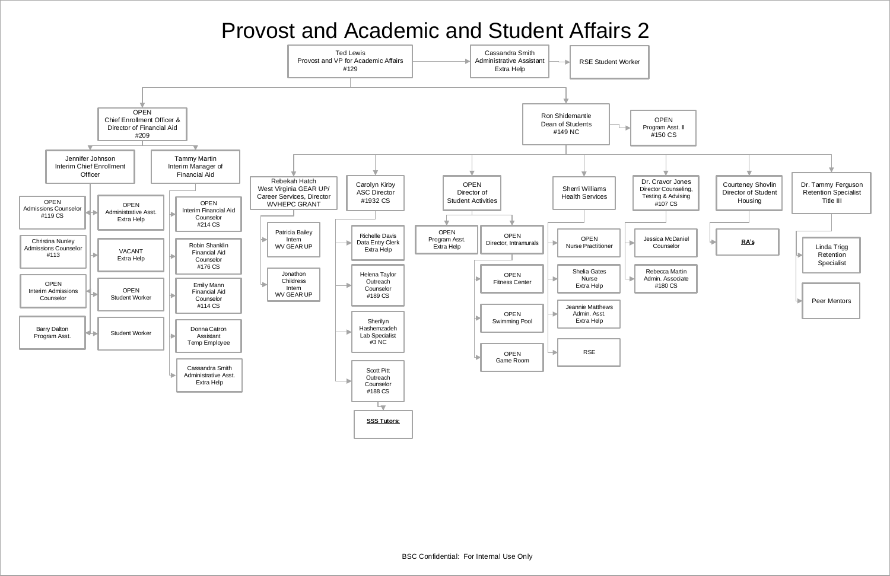# Provost and Academic and Student Affairs 2

- **Ted Lewis** – Provost and VP for Academic Affairs #129
  - Cassandra Smith – Administrative Assistant Extra Help
    - RSE Student Worker
  - **OPEN** – Chief Enrollment Officer & Director of Financial Aid #209
    - **Jennifer Johnson** – Interim Chief Enrollment Officer
      - OPEN – Admissions Counselor #119 CS
      - Christina Nunley – Admissions Counselor #113
      - OPEN – Interim Admissions Counselor
      - Barry Dalton – Program Asst.
      - OPEN – Administrative Asst. Extra Help
      - VACANT – Extra Help
      - OPEN – Student Worker
      - Student Worker
    - **Tammy Martin** – Interim Manager of Financial Aid
      - OPEN – Interim Financial Aid Counselor #214 CS
      - Robin Shanklin – Financial Aid Counselor #176 CS
      - Emily Mann – Financial Aid Counselor #114 CS
      - Donna Catron – Assistant Temp Employee
      - Cassandra Smith – Administrative Asst. Extra Help
  - **Ron Shidemantle** – Dean of Students #149 NC
    - OPEN – Program Asst. II #150 CS
    - **Rebekah Hatch** – West Virginia GEAR UP/ Career Services, Director WVHEPC GRANT
      - Patricia Bailey – Intern WV GEAR UP
      - Jonathon Childress – Intern WV GEAR UP
    - **Carolyn Kirby** – ASC Director #1932 CS
      - Richelle Davis – Data Entry Clerk Extra Help
      - Helena Taylor – Outreach Counselor #189 CS
      - Sherilyn Hashemzadeh – Lab Specialist #3 NC
      - Scott Pitt – Outreach Counselor #188 CS
        - SSS Tutors:
    - **OPEN** – Director of Student Activities
      - OPEN – Program Asst. Extra Help
      - OPEN – Director, Intramurals
        - OPEN – Fitness Center
        - OPEN – Swimming Pool
        - OPEN – Game Room
    - **Sherri Williams** – Health Services
      - OPEN – Nurse Practitioner
      - Shelia Gates – Nurse Extra Help
      - Jeannie Matthews – Admin. Asst. Extra Help
      - RSE
    - **Dr. Cravor Jones** – Director Counseling, Testing & Advising #107 CS
      - Jessica McDaniel – Counselor
      - Rebecca Martin – Admin. Associate #180 CS
    - **Courteney Shovlin** – Director of Student Housing
      - RA's
    - **Dr. Tammy Ferguson** – Retention Specialist Title III
      - Linda Trigg – Retention Specialist
      - Peer Mentors

BSC Confidential: For Internal Use Only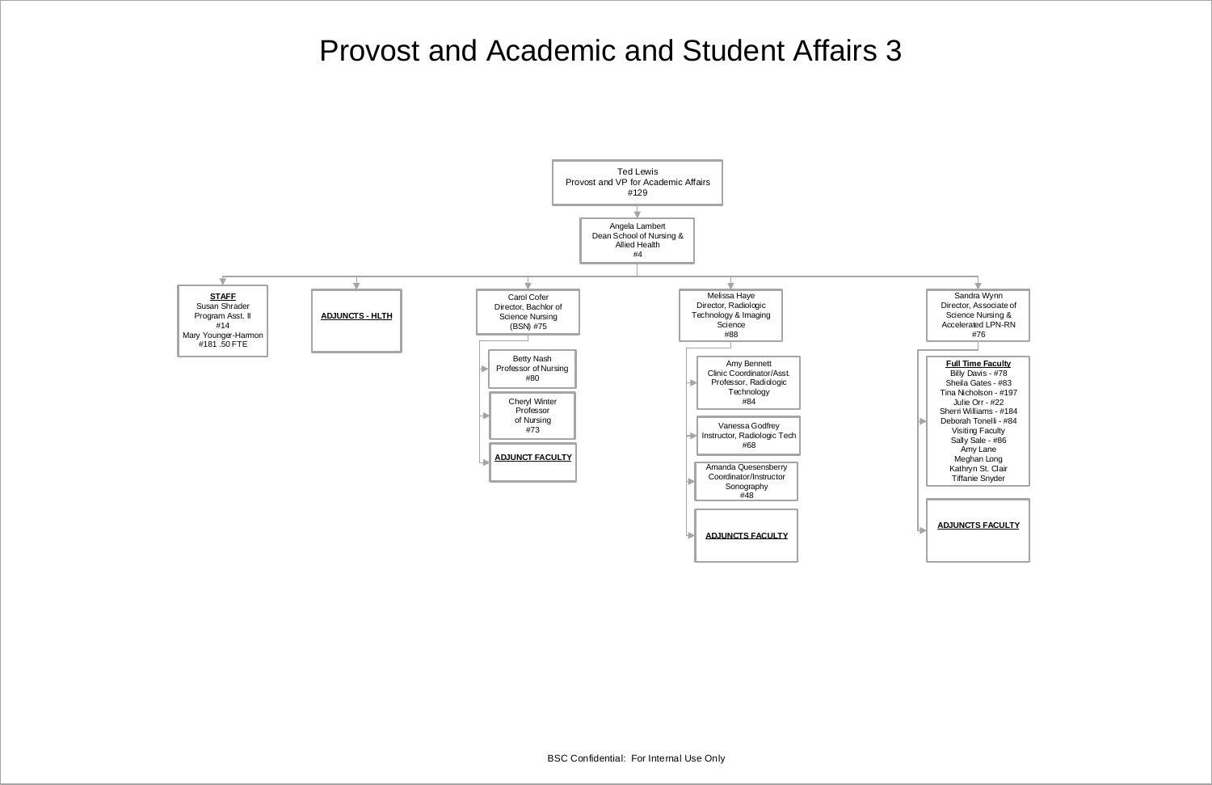# Provost and Academic and Student Affairs 3

- Ted Lewis
  Provost and VP for Academic Affairs
  #129
  - Angela Lambert
    Dean School of Nursing & Allied Health
    #4
    - **STAFF**
      - Susan Shrader, Program Asst. II #14
      - Mary Younger-Harmon #181 .50 FTE
    - **ADJUNCTS - HLTH**
    - Carol Cofer
      Director, Bachlor of Science Nursing (BSN) #75
      - Betty Nash
        Professor of Nursing
        #80
      - Cheryl Winter
        Professor of Nursing
        #73
      - **ADJUNCT FACULTY**
    - Melissa Haye
      Director, Radiologic Technology & Imaging Science
      #88
      - Amy Bennett
        Clinic Coordinator/Asst. Professor, Radiologic Technology
        #84
      - Vanessa Godfrey
        Instructor, Radiologic Tech
        #68
      - Amanda Quesensberry
        Coordinator/Instructor Sonography
        #48
      - **ADJUNCTS FACULTY**
    - Sandra Wynn
      Director, Associate of Science Nursing & Accelerated LPN-RN
      #76
      - **Full Time Faculty**
        - Billy Davis - #78
        - Sheila Gates - #83
        - Tina Nicholson - #197
        - Julie Orr - #22
        - Sherri Williams - #184
        - Deborah Tonelli - #84
        - Visiting Faculty
        - Sally Sale - #86
        - Amy Lane
        - Meghan Long
        - Kathryn St. Clair
        - Tiffanie Snyder
      - **ADJUNCTS FACULTY**

BSC Confidential: For Internal Use Only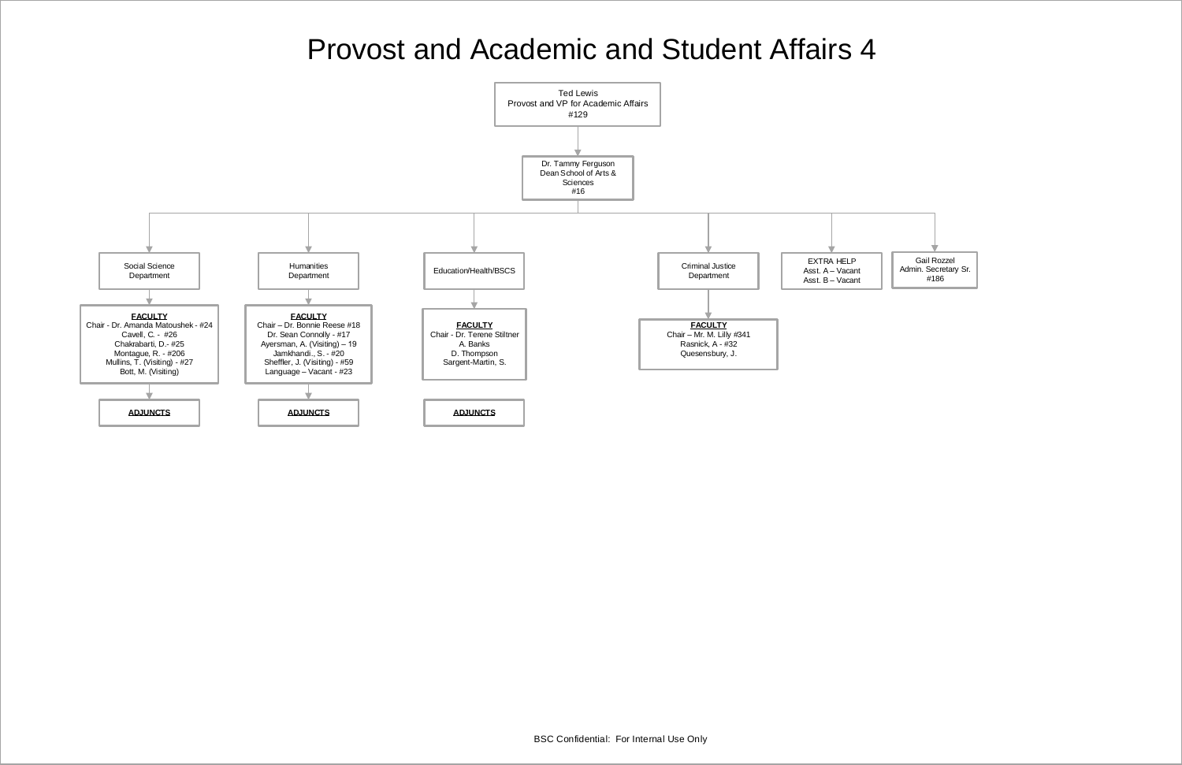# Provost and Academic and Student Affairs 4

Ted Lewis
Provost and VP for Academic Affairs
#129

- Dr. Tammy Ferguson
  Dean School of Arts & Sciences
  #16
  - Social Science Department
    - **FACULTY**
      Chair - Dr. Amanda Matoushek - #24
      Cavell, C. - #26
      Chakrabarti, D.- #25
      Montague, R. - #206
      Mullins, T. (Visiting) - #27
      Bott, M. (Visiting)
      - **ADJUNCTS**
  - Humanities Department
    - **FACULTY**
      Chair – Dr. Bonnie Reese #18
      Dr. Sean Connolly - #17
      Ayersman, A. (Visiting) – 19
      Jamkhandi., S. - #20
      Sheffler, J. (Visiting) - #59
      Language – Vacant - #23
      - **ADJUNCTS**
  - Education/Health/BSCS
    - **FACULTY**
      Chair - Dr. Terene Stiltner
      A. Banks
      D. Thompson
      Sargent-Martin, S.
      - **ADJUNCTS**
  - Criminal Justice Department
    - **FACULTY**
      Chair – Mr. M. Lilly #341
      Rasnick, A - #32
      Quesensbury, J.
  - EXTRA HELP
    Asst. A – Vacant
    Asst. B – Vacant
  - Gail Rozzel
    Admin. Secretary Sr.
    #186

BSC Confidential: For Internal Use Only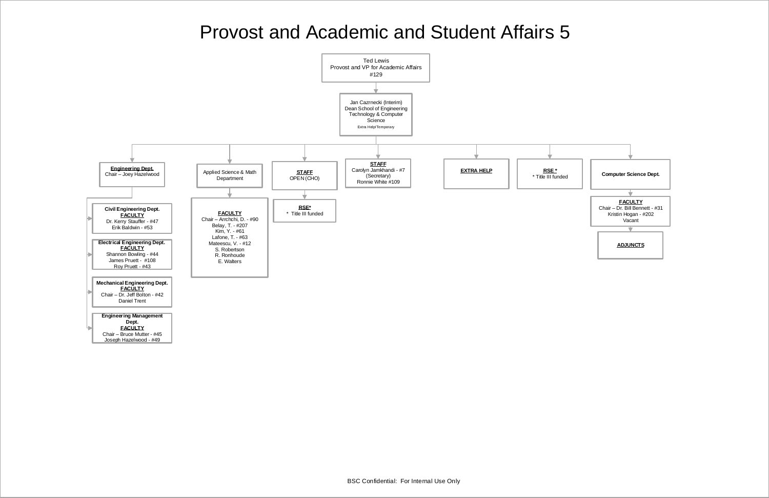# Provost and Academic and Student Affairs 5

Ted Lewis
Provost and VP for Academic Affairs
#129

Jan Cazrnecki (Interim)
Dean School of Engineering Technology & Computer Science
Extra Help/Temporary

**Engineering Dept.**
Chair – Joey Hazelwood

**Civil Engineering Dept.**
**FACULTY**
Dr. Kerry Stauffer - #47
Erik Baldwin - #53

**Electrical Engineering Dept.**
**FACULTY**
Shannon Bowling - #44
James Pruett - #108
Roy Pruett - #43

**Mechanical Engineering Dept.**
**FACULTY**
Chair – Dr. Jeff Bolton - #42
Daniel Trent

**Engineering Management Dept.**
**FACULTY**
Chair – Bruce Mutter - #45
Joseph Hazelwood - #49

Applied Science & Math Department

**FACULTY**
Chair – Arrchchi, D. - #90
Belay, T. - #207
Kim, Y. - #61
Lafone, T. - #63
Mateescu, V. - #12
S. Robertson
R. Ronhoude
E. Walters

**STAFF**
OPEN (CHO)

**RSE***
* Title III funded

**STAFF**
Carolyn Jamkhandi - #7 (Secretary)
Ronnie White #109

**EXTRA HELP**

**RSE ***
* Title III funded

**Computer Science Dept.**

**FACULTY**
Chair – Dr. Bill Bennett - #31
Kristin Hogan - #202
Vacant

**ADJUNCTS**

BSC Confidential: For Internal Use Only